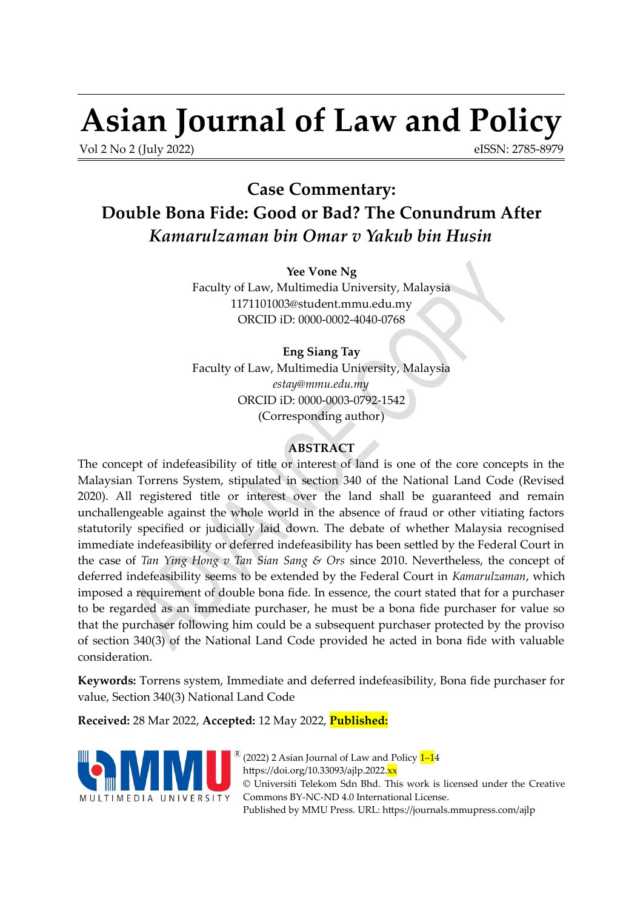# Asian Journal of Law and Policy

Vol 2 No 2 (July 2022) eISSN: 2785-8979

## Case Commentary: Double Bona Fide: Good or Bad? The Conundrum After *Kamarulzaman bin Omar v Yakub bin Husin*

**Yee Vone Ng**
Faculty of Law, Multimedia University, Malaysia
1171101003@student.mmu.edu.my
ORCID iD: 0000-0002-4040-0768

**Eng Siang Tay**
Faculty of Law, Multimedia University, Malaysia
*estay@mmu.edu.my*
ORCID iD: 0000-0003-0792-1542
(Corresponding author)

### ABSTRACT

The concept of indefeasibility of title or interest of land is one of the core concepts in the Malaysian Torrens System, stipulated in section 340 of the National Land Code (Revised 2020). All registered title or interest over the land shall be guaranteed and remain unchallengeable against the whole world in the absence of fraud or other vitiating factors statutorily specified or judicially laid down. The debate of whether Malaysia recognised immediate indefeasibility or deferred indefeasibility has been settled by the Federal Court in the case of *Tan Ying Hong v Tan Sian Sang & Ors* since 2010. Nevertheless, the concept of deferred indefeasibility seems to be extended by the Federal Court in *Kamarulzaman*, which imposed a requirement of double bona fide. In essence, the court stated that for a purchaser to be regarded as an immediate purchaser, he must be a bona fide purchaser for value so that the purchaser following him could be a subsequent purchaser protected by the proviso of section 340(3) of the National Land Code provided he acted in bona fide with valuable consideration.

**Keywords:** Torrens system, Immediate and deferred indefeasibility, Bona fide purchaser for value, Section 340(3) National Land Code

**Received:** 28 Mar 2022, **Accepted:** 12 May 2022, **Published:**

(2022) 2 Asian Journal of Law and Policy 1–14
https://doi.org/10.33093/ajlp.2022.xx
© Universiti Telekom Sdn Bhd. This work is licensed under the Creative Commons BY-NC-ND 4.0 International License.
Published by MMU Press. URL: https://journals.mmupress.com/ajlp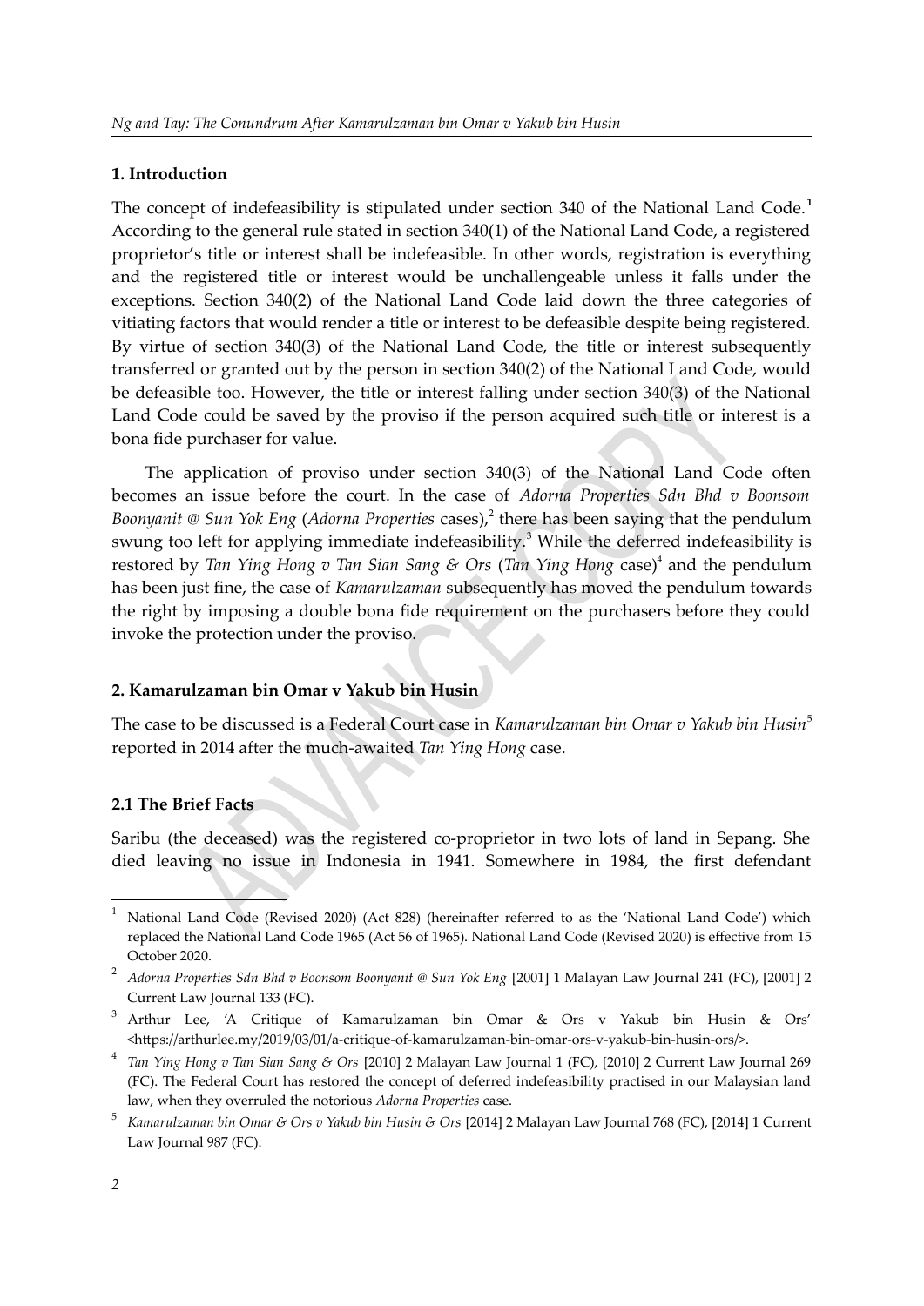## 1. Introduction

The concept of indefeasibility is stipulated under section 340 of the National Land Code.[1] According to the general rule stated in section 340(1) of the National Land Code, a registered proprietor's title or interest shall be indefeasible. In other words, registration is everything and the registered title or interest would be unchallengeable unless it falls under the exceptions. Section 340(2) of the National Land Code laid down the three categories of vitiating factors that would render a title or interest to be defeasible despite being registered. By virtue of section 340(3) of the National Land Code, the title or interest subsequently transferred or granted out by the person in section 340(2) of the National Land Code, would be defeasible too. However, the title or interest falling under section 340(3) of the National Land Code could be saved by the proviso if the person acquired such title or interest is a bona fide purchaser for value.

The application of proviso under section 340(3) of the National Land Code often becomes an issue before the court. In the case of *Adorna Properties Sdn Bhd v Boonsom Boonyanit @ Sun Yok Eng* (*Adorna Properties* cases),[2] there has been saying that the pendulum swung too left for applying immediate indefeasibility.[3] While the deferred indefeasibility is restored by *Tan Ying Hong v Tan Sian Sang & Ors* (*Tan Ying Hong* case)[4] and the pendulum has been just fine, the case of *Kamarulzaman* subsequently has moved the pendulum towards the right by imposing a double bona fide requirement on the purchasers before they could invoke the protection under the proviso.

## 2. Kamarulzaman bin Omar v Yakub bin Husin

The case to be discussed is a Federal Court case in *Kamarulzaman bin Omar v Yakub bin Husin*[5] reported in 2014 after the much-awaited *Tan Ying Hong* case.

### 2.1 The Brief Facts

Saribu (the deceased) was the registered co-proprietor in two lots of land in Sepang. She died leaving no issue in Indonesia in 1941. Somewhere in 1984, the first defendant

---

[1] National Land Code (Revised 2020) (Act 828) (hereinafter referred to as the 'National Land Code') which replaced the National Land Code 1965 (Act 56 of 1965). National Land Code (Revised 2020) is effective from 15 October 2020.

[2] *Adorna Properties Sdn Bhd v Boonsom Boonyanit @ Sun Yok Eng* [2001] 1 Malayan Law Journal 241 (FC), [2001] 2 Current Law Journal 133 (FC).

[3] Arthur Lee, 'A Critique of Kamarulzaman bin Omar & Ors v Yakub bin Husin & Ors' <https://arthurlee.my/2019/03/01/a-critique-of-kamarulzaman-bin-omar-ors-v-yakub-bin-husin-ors/>.

[4] *Tan Ying Hong v Tan Sian Sang & Ors* [2010] 2 Malayan Law Journal 1 (FC), [2010] 2 Current Law Journal 269 (FC). The Federal Court has restored the concept of deferred indefeasibility practised in our Malaysian land law, when they overruled the notorious *Adorna Properties* case.

[5] *Kamarulzaman bin Omar & Ors v Yakub bin Husin & Ors* [2014] 2 Malayan Law Journal 768 (FC), [2014] 1 Current Law Journal 987 (FC).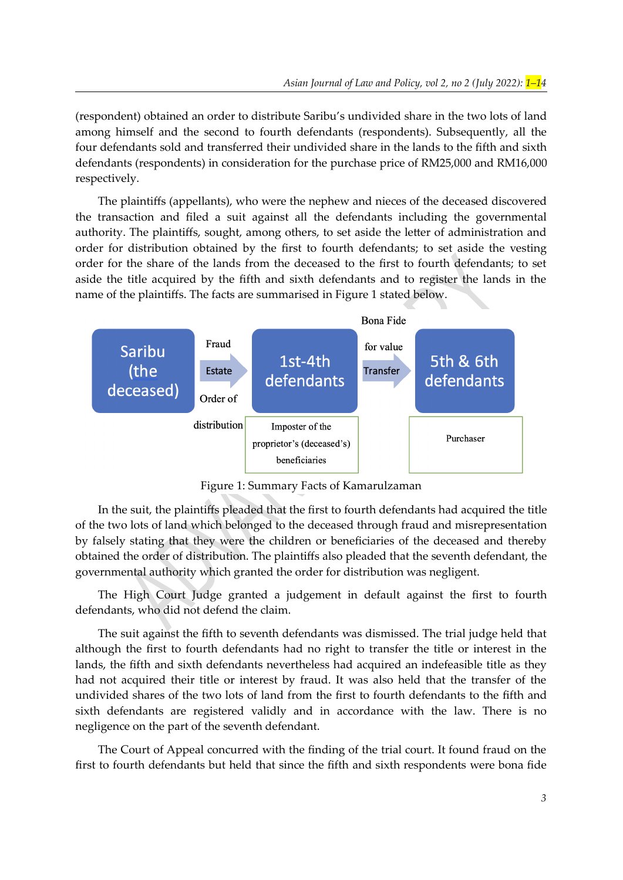(respondent) obtained an order to distribute Saribu's undivided share in the two lots of land among himself and the second to fourth defendants (respondents). Subsequently, all the four defendants sold and transferred their undivided share in the lands to the fifth and sixth defendants (respondents) in consideration for the purchase price of RM25,000 and RM16,000 respectively.

The plaintiffs (appellants), who were the nephew and nieces of the deceased discovered the transaction and filed a suit against all the defendants including the governmental authority. The plaintiffs, sought, among others, to set aside the letter of administration and order for distribution obtained by the first to fourth defendants; to set aside the vesting order for the share of the lands from the deceased to the first to fourth defendants; to set aside the title acquired by the fifth and sixth defendants and to register the lands in the name of the plaintiffs. The facts are summarised in Figure 1 stated below.

Saribu (the deceased) → Fraud / Estate / Order of distribution → 1st-4th defendants (Imposter of the proprietor's (deceased's) beneficiaries) → Bona Fide for value / Transfer → 5th & 6th defendants (Purchaser)

Figure 1: Summary Facts of Kamarulzaman

In the suit, the plaintiffs pleaded that the first to fourth defendants had acquired the title of the two lots of land which belonged to the deceased through fraud and misrepresentation by falsely stating that they were the children or beneficiaries of the deceased and thereby obtained the order of distribution. The plaintiffs also pleaded that the seventh defendant, the governmental authority which granted the order for distribution was negligent.

The High Court Judge granted a judgement in default against the first to fourth defendants, who did not defend the claim.

The suit against the fifth to seventh defendants was dismissed. The trial judge held that although the first to fourth defendants had no right to transfer the title or interest in the lands, the fifth and sixth defendants nevertheless had acquired an indefeasible title as they had not acquired their title or interest by fraud. It was also held that the transfer of the undivided shares of the two lots of land from the first to fourth defendants to the fifth and sixth defendants are registered validly and in accordance with the law. There is no negligence on the part of the seventh defendant.

The Court of Appeal concurred with the finding of the trial court. It found fraud on the first to fourth defendants but held that since the fifth and sixth respondents were bona fide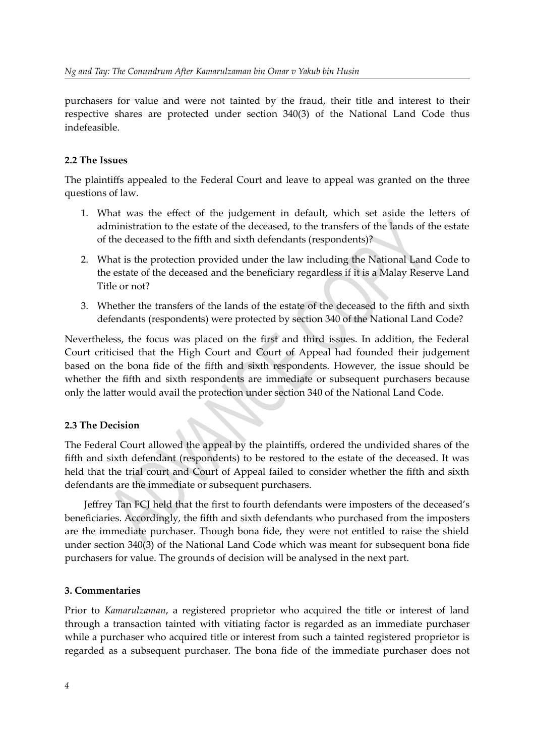purchasers for value and were not tainted by the fraud, their title and interest to their respective shares are protected under section 340(3) of the National Land Code thus indefeasible.

### 2.2 The Issues

The plaintiffs appealed to the Federal Court and leave to appeal was granted on the three questions of law.

1. What was the effect of the judgement in default, which set aside the letters of administration to the estate of the deceased, to the transfers of the lands of the estate of the deceased to the fifth and sixth defendants (respondents)?
2. What is the protection provided under the law including the National Land Code to the estate of the deceased and the beneficiary regardless if it is a Malay Reserve Land Title or not?
3. Whether the transfers of the lands of the estate of the deceased to the fifth and sixth defendants (respondents) were protected by section 340 of the National Land Code?

Nevertheless, the focus was placed on the first and third issues. In addition, the Federal Court criticised that the High Court and Court of Appeal had founded their judgement based on the bona fide of the fifth and sixth respondents. However, the issue should be whether the fifth and sixth respondents are immediate or subsequent purchasers because only the latter would avail the protection under section 340 of the National Land Code.

### 2.3 The Decision

The Federal Court allowed the appeal by the plaintiffs, ordered the undivided shares of the fifth and sixth defendant (respondents) to be restored to the estate of the deceased. It was held that the trial court and Court of Appeal failed to consider whether the fifth and sixth defendants are the immediate or subsequent purchasers.

Jeffrey Tan FCJ held that the first to fourth defendants were imposters of the deceased's beneficiaries. Accordingly, the fifth and sixth defendants who purchased from the imposters are the immediate purchaser. Though bona fide, they were not entitled to raise the shield under section 340(3) of the National Land Code which was meant for subsequent bona fide purchasers for value. The grounds of decision will be analysed in the next part.

## 3. Commentaries

Prior to *Kamarulzaman*, a registered proprietor who acquired the title or interest of land through a transaction tainted with vitiating factor is regarded as an immediate purchaser while a purchaser who acquired title or interest from such a tainted registered proprietor is regarded as a subsequent purchaser. The bona fide of the immediate purchaser does not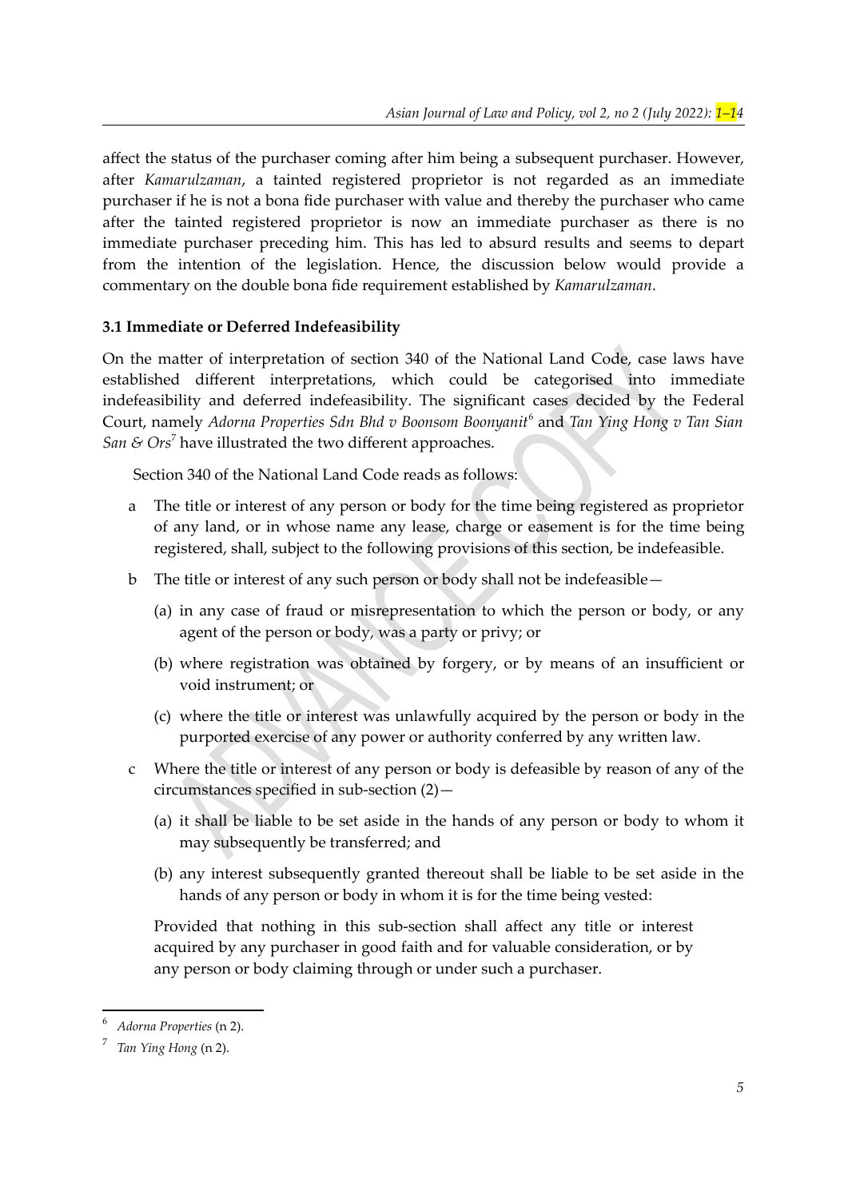affect the status of the purchaser coming after him being a subsequent purchaser. However, after *Kamarulzaman*, a tainted registered proprietor is not regarded as an immediate purchaser if he is not a bona fide purchaser with value and thereby the purchaser who came after the tainted registered proprietor is now an immediate purchaser as there is no immediate purchaser preceding him. This has led to absurd results and seems to depart from the intention of the legislation. Hence, the discussion below would provide a commentary on the double bona fide requirement established by *Kamarulzaman*.

### 3.1 Immediate or Deferred Indefeasibility

On the matter of interpretation of section 340 of the National Land Code, case laws have established different interpretations, which could be categorised into immediate indefeasibility and deferred indefeasibility. The significant cases decided by the Federal Court, namely *Adorna Properties Sdn Bhd v Boonsom Boonyanit*[6] and *Tan Ying Hong v Tan Sian San & Ors*[7] have illustrated the two different approaches.

Section 340 of the National Land Code reads as follows:

a The title or interest of any person or body for the time being registered as proprietor of any land, or in whose name any lease, charge or easement is for the time being registered, shall, subject to the following provisions of this section, be indefeasible.

b The title or interest of any such person or body shall not be indefeasible—

 (a) in any case of fraud or misrepresentation to which the person or body, or any agent of the person or body, was a party or privy; or

 (b) where registration was obtained by forgery, or by means of an insufficient or void instrument; or

 (c) where the title or interest was unlawfully acquired by the person or body in the purported exercise of any power or authority conferred by any written law.

c Where the title or interest of any person or body is defeasible by reason of any of the circumstances specified in sub-section (2)—

 (a) it shall be liable to be set aside in the hands of any person or body to whom it may subsequently be transferred; and

 (b) any interest subsequently granted thereout shall be liable to be set aside in the hands of any person or body in whom it is for the time being vested:

 Provided that nothing in this sub-section shall affect any title or interest acquired by any purchaser in good faith and for valuable consideration, or by any person or body claiming through or under such a purchaser.

---

[6] *Adorna Properties* (n 2).

[7] *Tan Ying Hong* (n 2).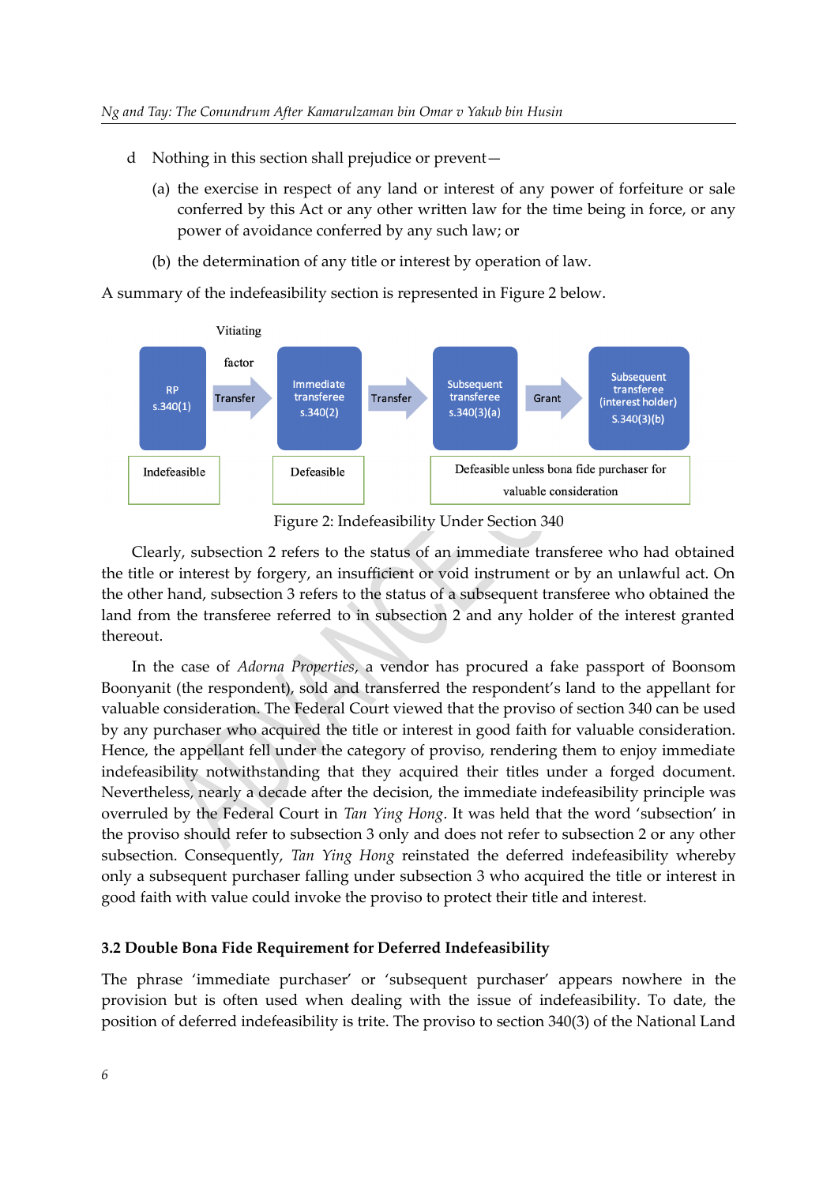d Nothing in this section shall prejudice or prevent—

(a) the exercise in respect of any land or interest of any power of forfeiture or sale conferred by this Act or any other written law for the time being in force, or any power of avoidance conferred by any such law; or

(b) the determination of any title or interest by operation of law.

A summary of the indefeasibility section is represented in Figure 2 below.

| RP s.340(1) | Vitiating factor Transfer → | Immediate transferee s.340(2) | Transfer → | Subsequent transferee s.340(3)(a) | Grant → | Subsequent transferee (interest holder) S.340(3)(b) |
|---|---|---|---|---|---|---|
| Indefeasible | | Defeasible | | Defeasible unless bona fide purchaser for valuable consideration | | |

Figure 2: Indefeasibility Under Section 340

Clearly, subsection 2 refers to the status of an immediate transferee who had obtained the title or interest by forgery, an insufficient or void instrument or by an unlawful act. On the other hand, subsection 3 refers to the status of a subsequent transferee who obtained the land from the transferee referred to in subsection 2 and any holder of the interest granted thereout.

In the case of *Adorna Properties*, a vendor has procured a fake passport of Boonsom Boonyanit (the respondent), sold and transferred the respondent's land to the appellant for valuable consideration. The Federal Court viewed that the proviso of section 340 can be used by any purchaser who acquired the title or interest in good faith for valuable consideration. Hence, the appellant fell under the category of proviso, rendering them to enjoy immediate indefeasibility notwithstanding that they acquired their titles under a forged document. Nevertheless, nearly a decade after the decision, the immediate indefeasibility principle was overruled by the Federal Court in *Tan Ying Hong*. It was held that the word 'subsection' in the proviso should refer to subsection 3 only and does not refer to subsection 2 or any other subsection. Consequently, *Tan Ying Hong* reinstated the deferred indefeasibility whereby only a subsequent purchaser falling under subsection 3 who acquired the title or interest in good faith with value could invoke the proviso to protect their title and interest.

### 3.2 Double Bona Fide Requirement for Deferred Indefeasibility

The phrase 'immediate purchaser' or 'subsequent purchaser' appears nowhere in the provision but is often used when dealing with the issue of indefeasibility. To date, the position of deferred indefeasibility is trite. The proviso to section 340(3) of the National Land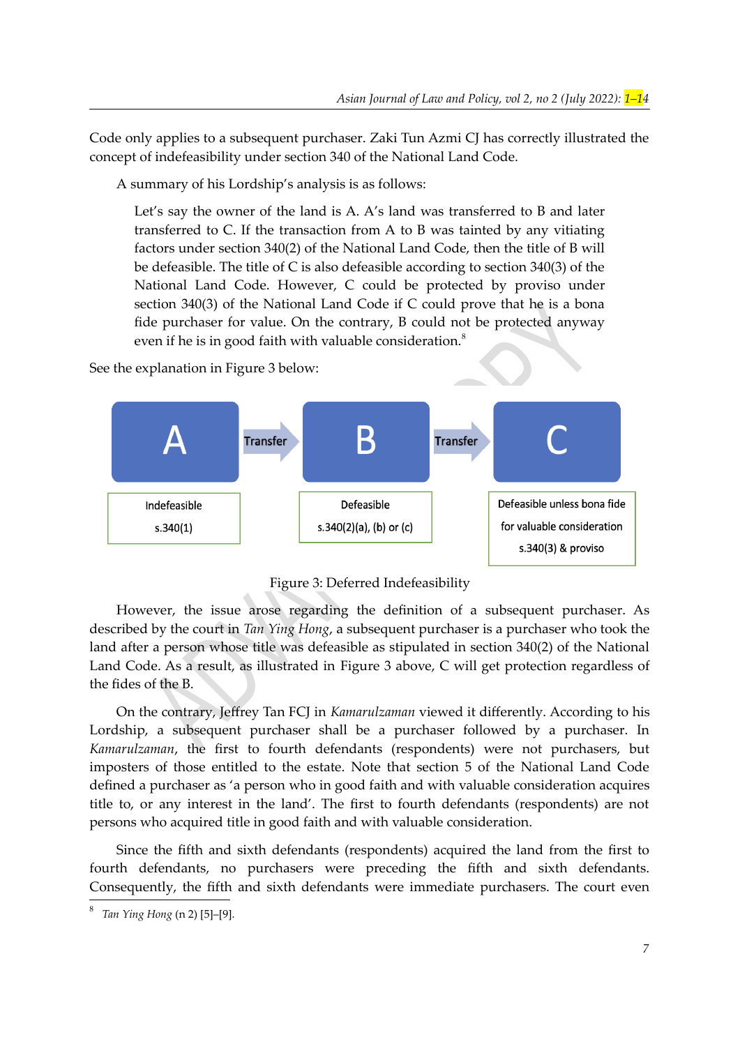Code only applies to a subsequent purchaser. Zaki Tun Azmi CJ has correctly illustrated the concept of indefeasibility under section 340 of the National Land Code.

A summary of his Lordship's analysis is as follows:

> Let's say the owner of the land is A. A's land was transferred to B and later transferred to C. If the transaction from A to B was tainted by any vitiating factors under section 340(2) of the National Land Code, then the title of B will be defeasible. The title of C is also defeasible according to section 340(3) of the National Land Code. However, C could be protected by proviso under section 340(3) of the National Land Code if C could prove that he is a bona fide purchaser for value. On the contrary, B could not be protected anyway even if he is in good faith with valuable consideration.[8]

See the explanation in Figure 3 below:

| A | Transfer → | B | Transfer → | C |
|---|---|---|---|---|
| Indefeasible s.340(1) | | Defeasible s.340(2)(a), (b) or (c) | | Defeasible unless bona fide for valuable consideration s.340(3) & proviso |

Figure 3: Deferred Indefeasibility

However, the issue arose regarding the definition of a subsequent purchaser. As described by the court in *Tan Ying Hong*, a subsequent purchaser is a purchaser who took the land after a person whose title was defeasible as stipulated in section 340(2) of the National Land Code. As a result, as illustrated in Figure 3 above, C will get protection regardless of the fides of the B.

On the contrary, Jeffrey Tan FCJ in *Kamarulzaman* viewed it differently. According to his Lordship, a subsequent purchaser shall be a purchaser followed by a purchaser. In *Kamarulzaman*, the first to fourth defendants (respondents) were not purchasers, but imposters of those entitled to the estate. Note that section 5 of the National Land Code defined a purchaser as 'a person who in good faith and with valuable consideration acquires title to, or any interest in the land'. The first to fourth defendants (respondents) are not persons who acquired title in good faith and with valuable consideration.

Since the fifth and sixth defendants (respondents) acquired the land from the first to fourth defendants, no purchasers were preceding the fifth and sixth defendants. Consequently, the fifth and sixth defendants were immediate purchasers. The court even

[8] *Tan Ying Hong* (n 2) [5]–[9].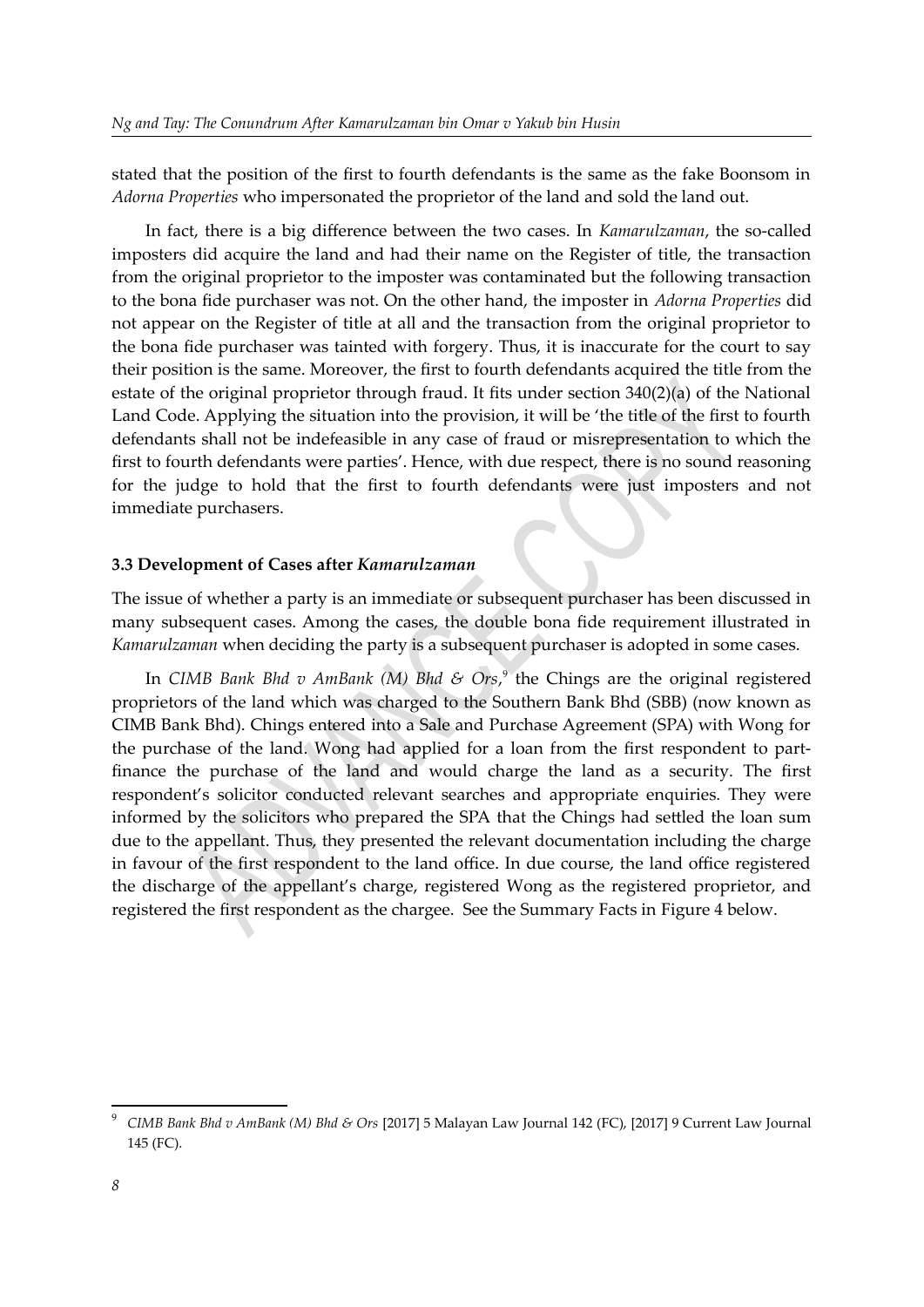stated that the position of the first to fourth defendants is the same as the fake Boonsom in *Adorna Properties* who impersonated the proprietor of the land and sold the land out.

In fact, there is a big difference between the two cases. In *Kamarulzaman*, the so-called imposters did acquire the land and had their name on the Register of title, the transaction from the original proprietor to the imposter was contaminated but the following transaction to the bona fide purchaser was not. On the other hand, the imposter in *Adorna Properties* did not appear on the Register of title at all and the transaction from the original proprietor to the bona fide purchaser was tainted with forgery. Thus, it is inaccurate for the court to say their position is the same. Moreover, the first to fourth defendants acquired the title from the estate of the original proprietor through fraud. It fits under section 340(2)(a) of the National Land Code. Applying the situation into the provision, it will be 'the title of the first to fourth defendants shall not be indefeasible in any case of fraud or misrepresentation to which the first to fourth defendants were parties'. Hence, with due respect, there is no sound reasoning for the judge to hold that the first to fourth defendants were just imposters and not immediate purchasers.

### 3.3 Development of Cases after *Kamarulzaman*

The issue of whether a party is an immediate or subsequent purchaser has been discussed in many subsequent cases. Among the cases, the double bona fide requirement illustrated in *Kamarulzaman* when deciding the party is a subsequent purchaser is adopted in some cases.

In *CIMB Bank Bhd v AmBank (M) Bhd & Ors*,[9] the Chings are the original registered proprietors of the land which was charged to the Southern Bank Bhd (SBB) (now known as CIMB Bank Bhd). Chings entered into a Sale and Purchase Agreement (SPA) with Wong for the purchase of the land. Wong had applied for a loan from the first respondent to part-finance the purchase of the land and would charge the land as a security. The first respondent's solicitor conducted relevant searches and appropriate enquiries. They were informed by the solicitors who prepared the SPA that the Chings had settled the loan sum due to the appellant. Thus, they presented the relevant documentation including the charge in favour of the first respondent to the land office. In due course, the land office registered the discharge of the appellant's charge, registered Wong as the registered proprietor, and registered the first respondent as the chargee. See the Summary Facts in Figure 4 below.

---

[9] *CIMB Bank Bhd v AmBank (M) Bhd & Ors* [2017] 5 Malayan Law Journal 142 (FC), [2017] 9 Current Law Journal 145 (FC).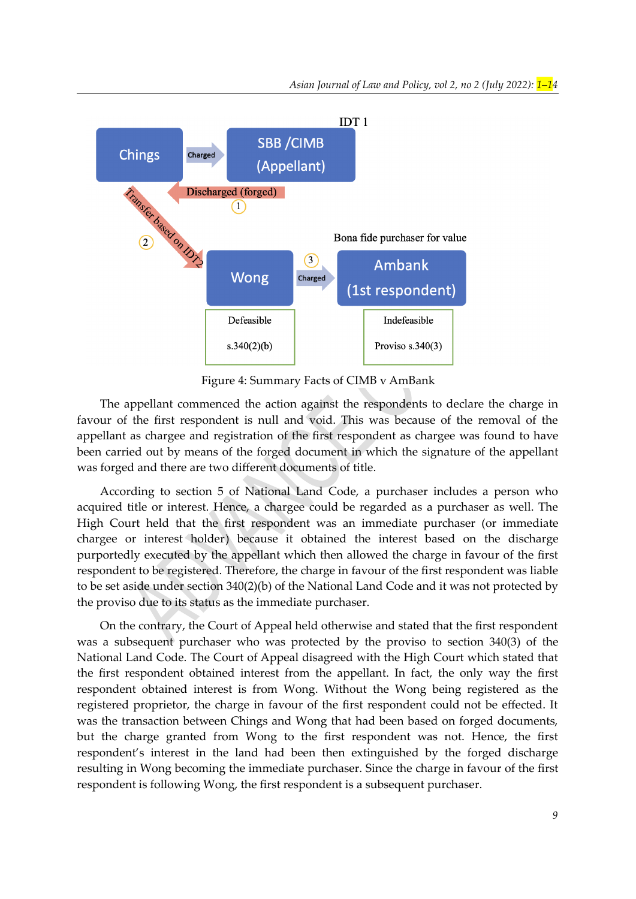IDT 1

Chings → Charged → SBB /CIMB (Appellant)

Discharged (forged) ①

Transfer based on IDT2 ②

Bona fide purchaser for value

Wong → ③ Charged → Ambank (1st respondent)

| Defeasible s.340(2)(b) | Indefeasible Proviso s.340(3) |
| --- | --- |

Figure 4: Summary Facts of CIMB v AmBank

The appellant commenced the action against the respondents to declare the charge in favour of the first respondent is null and void. This was because of the removal of the appellant as chargee and registration of the first respondent as chargee was found to have been carried out by means of the forged document in which the signature of the appellant was forged and there are two different documents of title.

According to section 5 of National Land Code, a purchaser includes a person who acquired title or interest. Hence, a chargee could be regarded as a purchaser as well. The High Court held that the first respondent was an immediate purchaser (or immediate chargee or interest holder) because it obtained the interest based on the discharge purportedly executed by the appellant which then allowed the charge in favour of the first respondent to be registered. Therefore, the charge in favour of the first respondent was liable to be set aside under section 340(2)(b) of the National Land Code and it was not protected by the proviso due to its status as the immediate purchaser.

On the contrary, the Court of Appeal held otherwise and stated that the first respondent was a subsequent purchaser who was protected by the proviso to section 340(3) of the National Land Code. The Court of Appeal disagreed with the High Court which stated that the first respondent obtained interest from the appellant. In fact, the only way the first respondent obtained interest is from Wong. Without the Wong being registered as the registered proprietor, the charge in favour of the first respondent could not be effected. It was the transaction between Chings and Wong that had been based on forged documents, but the charge granted from Wong to the first respondent was not. Hence, the first respondent's interest in the land had been then extinguished by the forged discharge resulting in Wong becoming the immediate purchaser. Since the charge in favour of the first respondent is following Wong, the first respondent is a subsequent purchaser.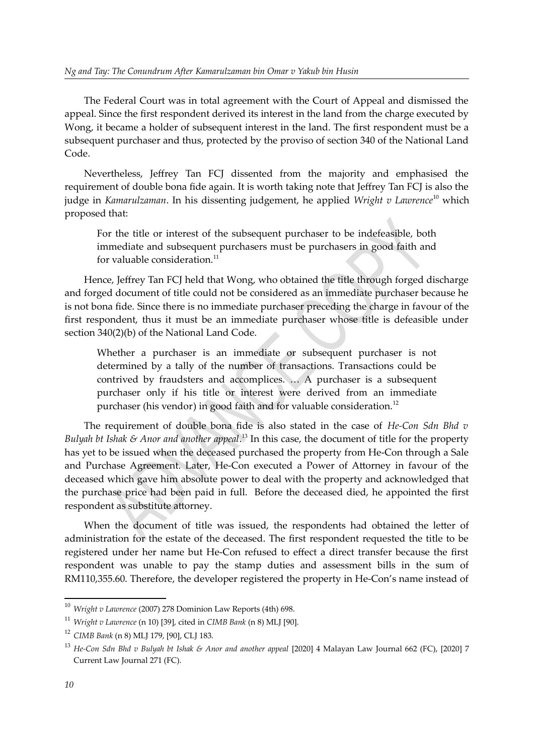The Federal Court was in total agreement with the Court of Appeal and dismissed the appeal. Since the first respondent derived its interest in the land from the charge executed by Wong, it became a holder of subsequent interest in the land. The first respondent must be a subsequent purchaser and thus, protected by the proviso of section 340 of the National Land Code.

Nevertheless, Jeffrey Tan FCJ dissented from the majority and emphasised the requirement of double bona fide again. It is worth taking note that Jeffrey Tan FCJ is also the judge in *Kamarulzaman*. In his dissenting judgement, he applied *Wright v Lawrence*[10] which proposed that:

> For the title or interest of the subsequent purchaser to be indefeasible, both immediate and subsequent purchasers must be purchasers in good faith and for valuable consideration.[11]

Hence, Jeffrey Tan FCJ held that Wong, who obtained the title through forged discharge and forged document of title could not be considered as an immediate purchaser because he is not bona fide. Since there is no immediate purchaser preceding the charge in favour of the first respondent, thus it must be an immediate purchaser whose title is defeasible under section 340(2)(b) of the National Land Code.

> Whether a purchaser is an immediate or subsequent purchaser is not determined by a tally of the number of transactions. Transactions could be contrived by fraudsters and accomplices. … A purchaser is a subsequent purchaser only if his title or interest were derived from an immediate purchaser (his vendor) in good faith and for valuable consideration.[12]

The requirement of double bona fide is also stated in the case of *He-Con Sdn Bhd v Bulyah bt Ishak & Anor and another appeal*.[13] In this case, the document of title for the property has yet to be issued when the deceased purchased the property from He-Con through a Sale and Purchase Agreement. Later, He-Con executed a Power of Attorney in favour of the deceased which gave him absolute power to deal with the property and acknowledged that the purchase price had been paid in full. Before the deceased died, he appointed the first respondent as substitute attorney.

When the document of title was issued, the respondents had obtained the letter of administration for the estate of the deceased. The first respondent requested the title to be registered under her name but He-Con refused to effect a direct transfer because the first respondent was unable to pay the stamp duties and assessment bills in the sum of RM110,355.60. Therefore, the developer registered the property in He-Con's name instead of

---

[10] *Wright v Lawrence* (2007) 278 Dominion Law Reports (4th) 698.

[11] *Wright v Lawrence* (n 10) [39], cited in *CIMB Bank* (n 8) MLJ [90].

[12] *CIMB Bank* (n 8) MLJ 179, [90], CLJ 183.

[13] *He-Con Sdn Bhd v Bulyah bt Ishak & Anor and another appeal* [2020] 4 Malayan Law Journal 662 (FC), [2020] 7 Current Law Journal 271 (FC).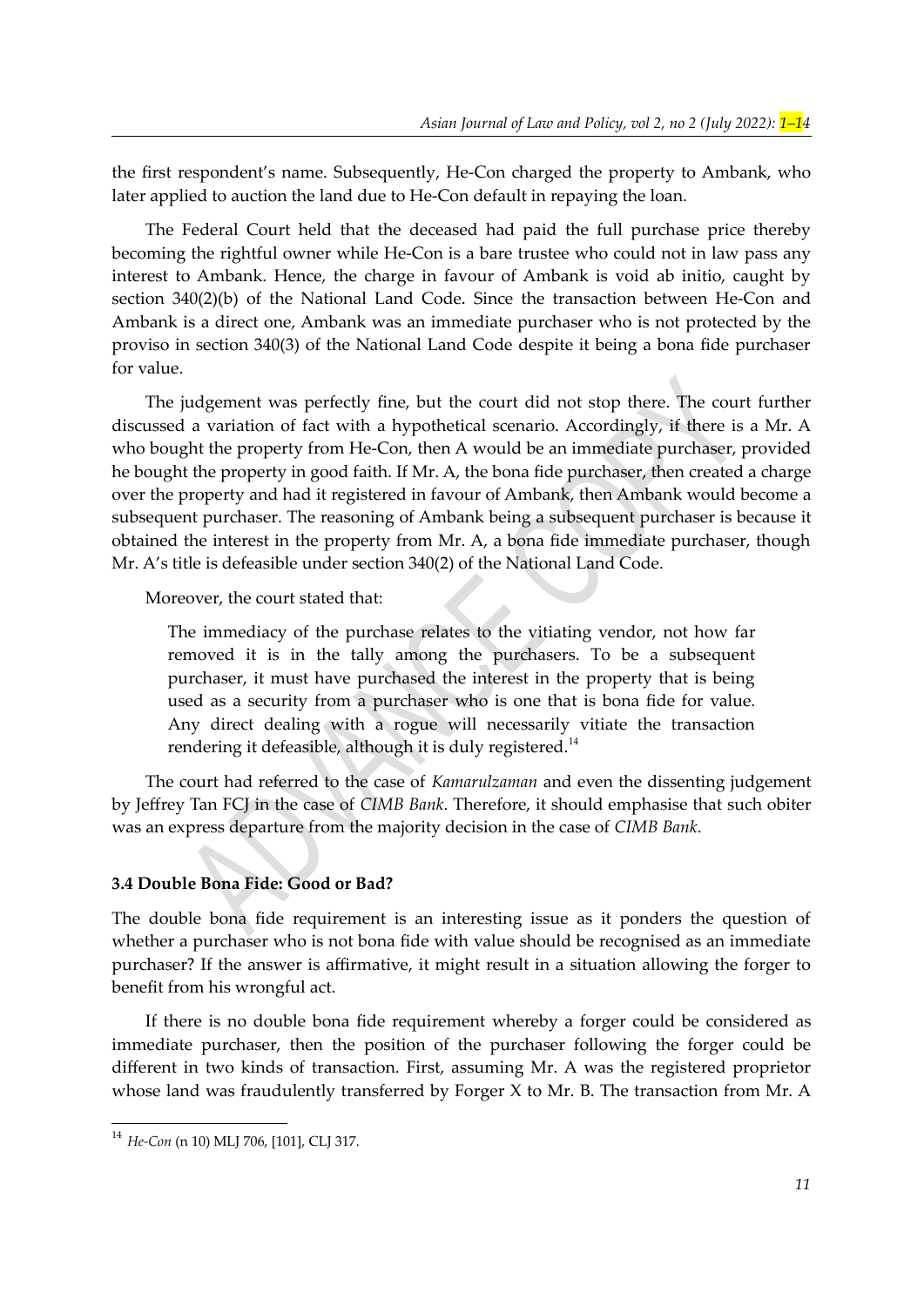the first respondent's name. Subsequently, He-Con charged the property to Ambank, who later applied to auction the land due to He-Con default in repaying the loan.

The Federal Court held that the deceased had paid the full purchase price thereby becoming the rightful owner while He-Con is a bare trustee who could not in law pass any interest to Ambank. Hence, the charge in favour of Ambank is void ab initio, caught by section 340(2)(b) of the National Land Code. Since the transaction between He-Con and Ambank is a direct one, Ambank was an immediate purchaser who is not protected by the proviso in section 340(3) of the National Land Code despite it being a bona fide purchaser for value.

The judgement was perfectly fine, but the court did not stop there. The court further discussed a variation of fact with a hypothetical scenario. Accordingly, if there is a Mr. A who bought the property from He-Con, then A would be an immediate purchaser, provided he bought the property in good faith. If Mr. A, the bona fide purchaser, then created a charge over the property and had it registered in favour of Ambank, then Ambank would become a subsequent purchaser. The reasoning of Ambank being a subsequent purchaser is because it obtained the interest in the property from Mr. A, a bona fide immediate purchaser, though Mr. A's title is defeasible under section 340(2) of the National Land Code.

Moreover, the court stated that:

> The immediacy of the purchase relates to the vitiating vendor, not how far removed it is in the tally among the purchasers. To be a subsequent purchaser, it must have purchased the interest in the property that is being used as a security from a purchaser who is one that is bona fide for value. Any direct dealing with a rogue will necessarily vitiate the transaction rendering it defeasible, although it is duly registered.[14]

The court had referred to the case of *Kamarulzaman* and even the dissenting judgement by Jeffrey Tan FCJ in the case of *CIMB Bank*. Therefore, it should emphasise that such obiter was an express departure from the majority decision in the case of *CIMB Bank*.

### 3.4 Double Bona Fide: Good or Bad?

The double bona fide requirement is an interesting issue as it ponders the question of whether a purchaser who is not bona fide with value should be recognised as an immediate purchaser? If the answer is affirmative, it might result in a situation allowing the forger to benefit from his wrongful act.

If there is no double bona fide requirement whereby a forger could be considered as immediate purchaser, then the position of the purchaser following the forger could be different in two kinds of transaction. First, assuming Mr. A was the registered proprietor whose land was fraudulently transferred by Forger X to Mr. B. The transaction from Mr. A

---

[14] *He-Con* (n 10) MLJ 706, [101], CLJ 317.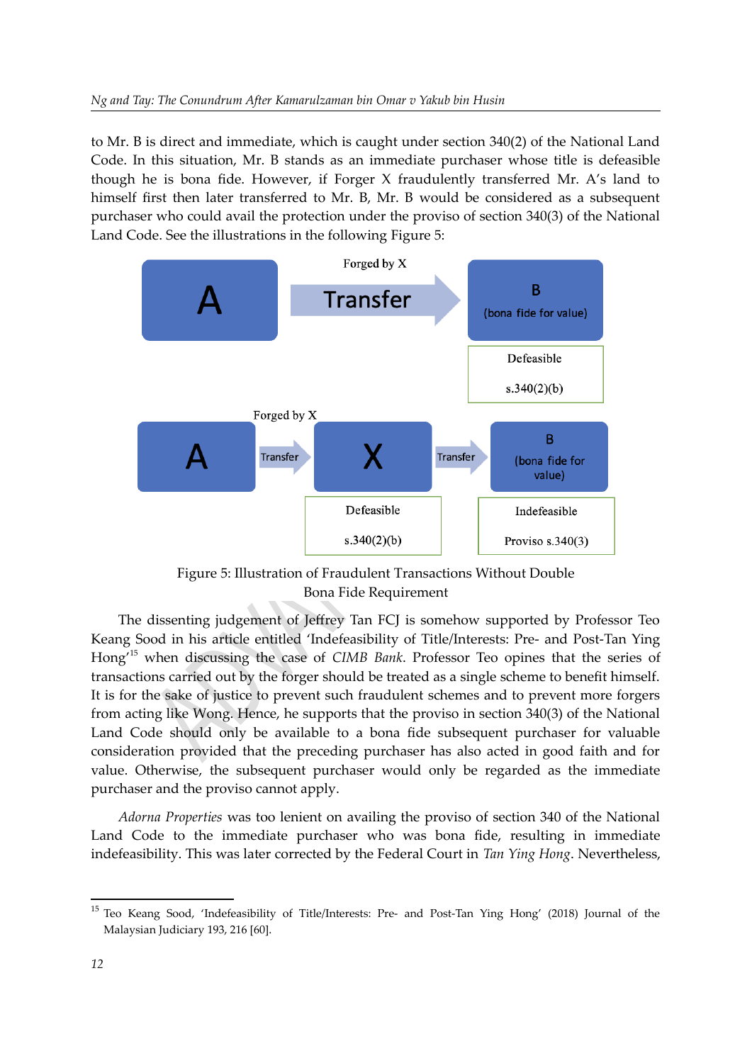to Mr. B is direct and immediate, which is caught under section 340(2) of the National Land Code. In this situation, Mr. B stands as an immediate purchaser whose title is defeasible though he is bona fide. However, if Forger X fraudulently transferred Mr. A's land to himself first then later transferred to Mr. B, Mr. B would be considered as a subsequent purchaser who could avail the protection under the proviso of section 340(3) of the National Land Code. See the illustrations in the following Figure 5:

Forged by X

A → Transfer → B (bona fide for value)

Defeasible s.340(2)(b)

Forged by X

A → Transfer → X → Transfer → B (bona fide for value)

X: Defeasible s.340(2)(b)

B: Indefeasible Proviso s.340(3)

Figure 5: Illustration of Fraudulent Transactions Without Double Bona Fide Requirement

The dissenting judgement of Jeffrey Tan FCJ is somehow supported by Professor Teo Keang Sood in his article entitled 'Indefeasibility of Title/Interests: Pre- and Post-Tan Ying Hong'[15] when discussing the case of *CIMB Bank*. Professor Teo opines that the series of transactions carried out by the forger should be treated as a single scheme to benefit himself. It is for the sake of justice to prevent such fraudulent schemes and to prevent more forgers from acting like Wong. Hence, he supports that the proviso in section 340(3) of the National Land Code should only be available to a bona fide subsequent purchaser for valuable consideration provided that the preceding purchaser has also acted in good faith and for value. Otherwise, the subsequent purchaser would only be regarded as the immediate purchaser and the proviso cannot apply.

*Adorna Properties* was too lenient on availing the proviso of section 340 of the National Land Code to the immediate purchaser who was bona fide, resulting in immediate indefeasibility. This was later corrected by the Federal Court in *Tan Ying Hong*. Nevertheless,

[15] Teo Keang Sood, 'Indefeasibility of Title/Interests: Pre- and Post-Tan Ying Hong' (2018) Journal of the Malaysian Judiciary 193, 216 [60].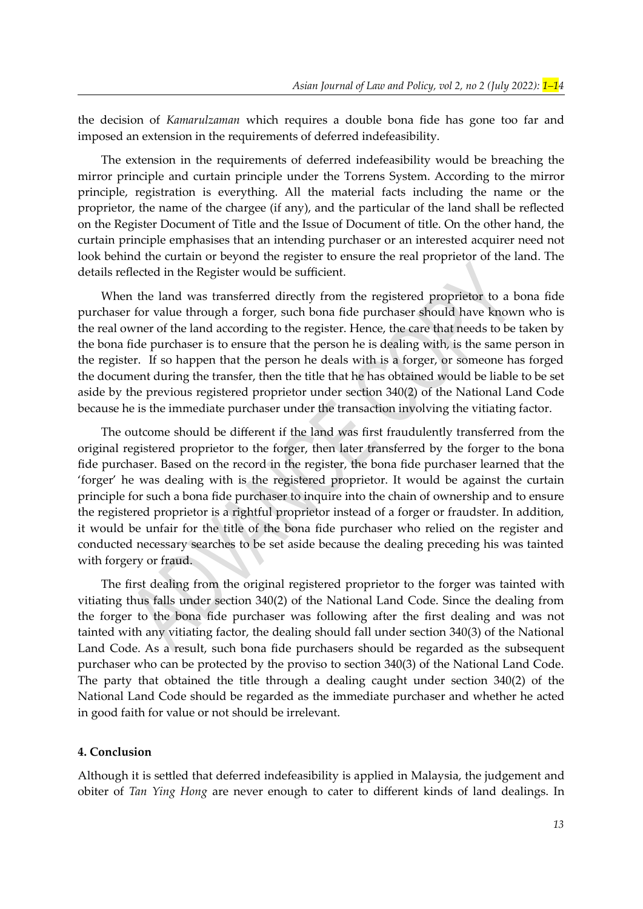the decision of *Kamarulzaman* which requires a double bona fide has gone too far and imposed an extension in the requirements of deferred indefeasibility.

The extension in the requirements of deferred indefeasibility would be breaching the mirror principle and curtain principle under the Torrens System. According to the mirror principle, registration is everything. All the material facts including the name or the proprietor, the name of the chargee (if any), and the particular of the land shall be reflected on the Register Document of Title and the Issue of Document of title. On the other hand, the curtain principle emphasises that an intending purchaser or an interested acquirer need not look behind the curtain or beyond the register to ensure the real proprietor of the land. The details reflected in the Register would be sufficient.

When the land was transferred directly from the registered proprietor to a bona fide purchaser for value through a forger, such bona fide purchaser should have known who is the real owner of the land according to the register. Hence, the care that needs to be taken by the bona fide purchaser is to ensure that the person he is dealing with, is the same person in the register. If so happen that the person he deals with is a forger, or someone has forged the document during the transfer, then the title that he has obtained would be liable to be set aside by the previous registered proprietor under section 340(2) of the National Land Code because he is the immediate purchaser under the transaction involving the vitiating factor.

The outcome should be different if the land was first fraudulently transferred from the original registered proprietor to the forger, then later transferred by the forger to the bona fide purchaser. Based on the record in the register, the bona fide purchaser learned that the 'forger' he was dealing with is the registered proprietor. It would be against the curtain principle for such a bona fide purchaser to inquire into the chain of ownership and to ensure the registered proprietor is a rightful proprietor instead of a forger or fraudster. In addition, it would be unfair for the title of the bona fide purchaser who relied on the register and conducted necessary searches to be set aside because the dealing preceding his was tainted with forgery or fraud.

The first dealing from the original registered proprietor to the forger was tainted with vitiating thus falls under section 340(2) of the National Land Code. Since the dealing from the forger to the bona fide purchaser was following after the first dealing and was not tainted with any vitiating factor, the dealing should fall under section 340(3) of the National Land Code. As a result, such bona fide purchasers should be regarded as the subsequent purchaser who can be protected by the proviso to section 340(3) of the National Land Code. The party that obtained the title through a dealing caught under section 340(2) of the National Land Code should be regarded as the immediate purchaser and whether he acted in good faith for value or not should be irrelevant.

## 4. Conclusion

Although it is settled that deferred indefeasibility is applied in Malaysia, the judgement and obiter of *Tan Ying Hong* are never enough to cater to different kinds of land dealings. In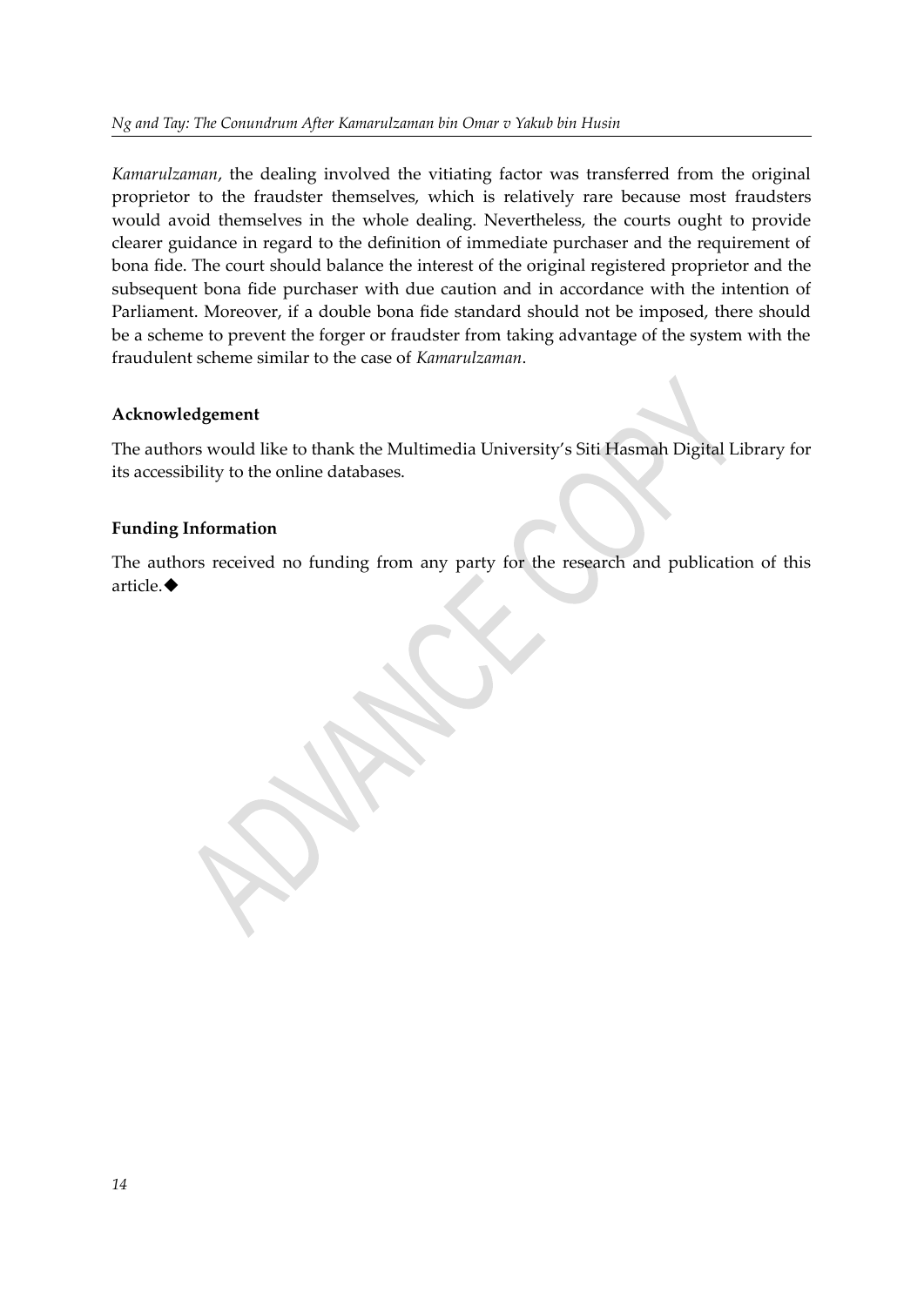*Kamarulzaman*, the dealing involved the vitiating factor was transferred from the original proprietor to the fraudster themselves, which is relatively rare because most fraudsters would avoid themselves in the whole dealing. Nevertheless, the courts ought to provide clearer guidance in regard to the definition of immediate purchaser and the requirement of bona fide. The court should balance the interest of the original registered proprietor and the subsequent bona fide purchaser with due caution and in accordance with the intention of Parliament. Moreover, if a double bona fide standard should not be imposed, there should be a scheme to prevent the forger or fraudster from taking advantage of the system with the fraudulent scheme similar to the case of *Kamarulzaman*.

**Acknowledgement**

The authors would like to thank the Multimedia University's Siti Hasmah Digital Library for its accessibility to the online databases.

**Funding Information**

The authors received no funding from any party for the research and publication of this article.◆